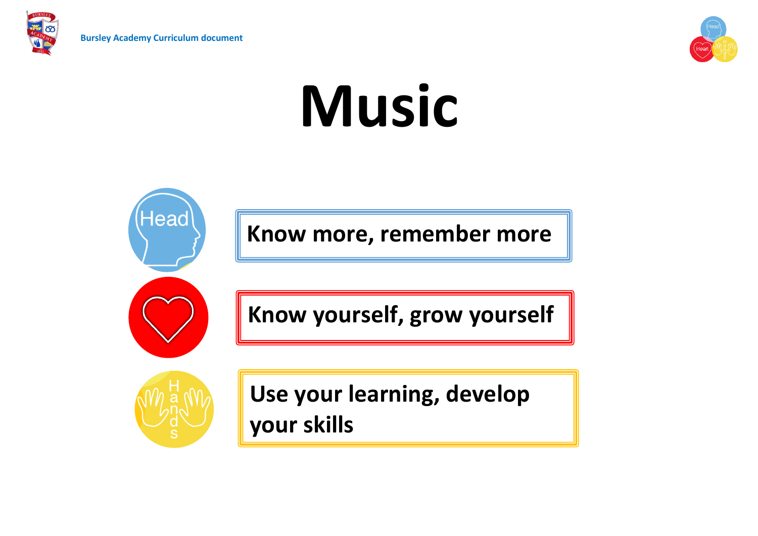Bursley Academy Curriculum document

# Music

Head

**Know more, remember more**

**Know yourself, grow yourself**

Hands

**Use your learning, develop your skills**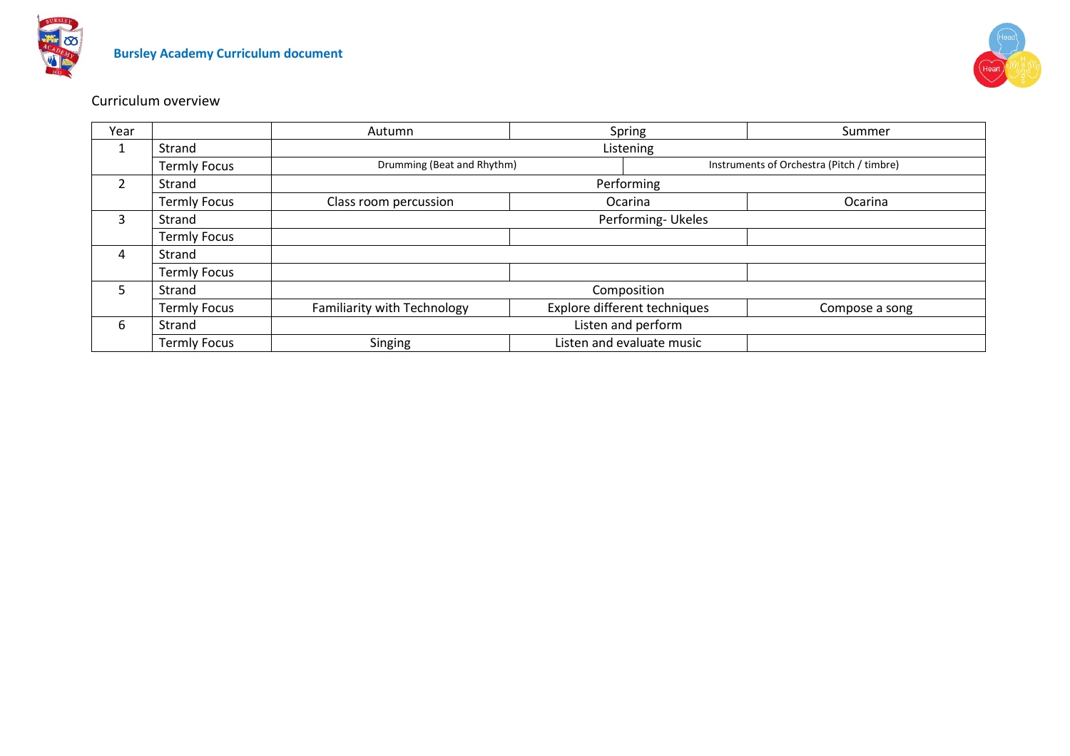**Bursley Academy Curriculum document**

Curriculum overview

| Year | | Autumn | Spring | Summer |
|---|---|---|---|---|
| 1 | Strand | Listening | | |
| | Termly Focus | Drumming (Beat and Rhythm) | | Instruments of Orchestra (Pitch / timbre) |
| 2 | Strand | Performing | | |
| | Termly Focus | Class room percussion | Ocarina | Ocarina |
| 3 | Strand | Performing- Ukeles | | |
| | Termly Focus | | | |
| 4 | Strand | | | |
| | Termly Focus | | | |
| 5 | Strand | Composition | | |
| | Termly Focus | Familiarity with Technology | Explore different techniques | Compose a song |
| 6 | Strand | Listen and perform | | |
| | Termly Focus | Singing | Listen and evaluate music | |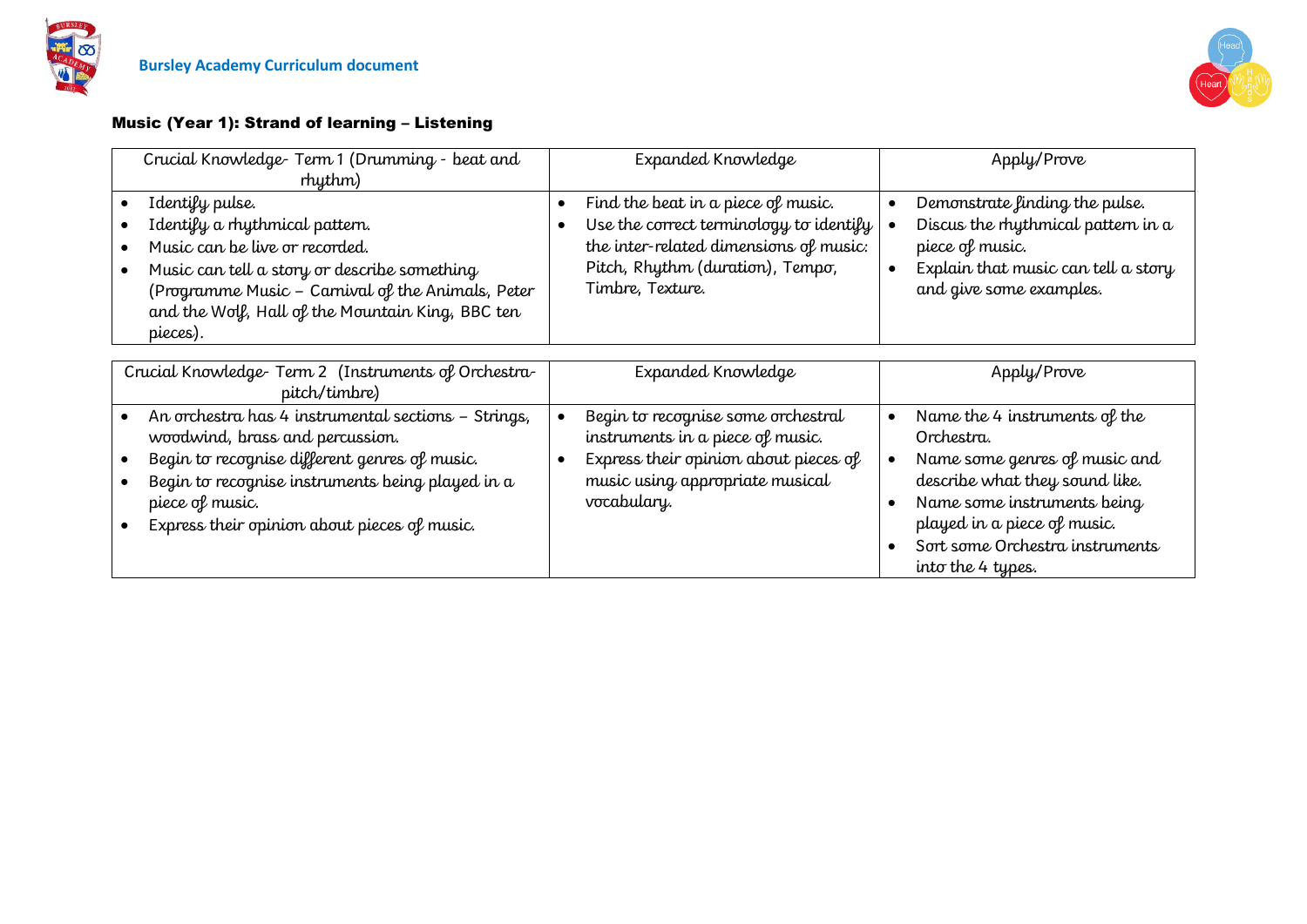## Music (Year 1): Strand of learning – Listening

| Crucial Knowledge- Term 1 (Drumming - beat and rhythm) | Expanded Knowledge | Apply/Prove |
|---|---|---|
| • Identify pulse.<br>• Identify a rhythmical pattern.<br>• Music can be live or recorded.<br>• Music can tell a story or describe something (Programme Music – Carnival of the Animals, Peter and the Wolf, Hall of the Mountain King, BBC ten pieces). | • Find the beat in a piece of music.<br>• Use the correct terminology to identify the inter-related dimensions of music: Pitch, Rhythm (duration), Tempo, Timbre, Texture. | • Demonstrate finding the pulse.<br>• Discus the rhythmical pattern in a piece of music.<br>• Explain that music can tell a story and give some examples. |

| Crucial Knowledge- Term 2 (Instruments of Orchestra- pitch/timbre) | Expanded Knowledge | Apply/Prove |
|---|---|---|
| • An orchestra has 4 instrumental sections – Strings, woodwind, brass and percussion.<br>• Begin to recognise different genres of music.<br>• Begin to recognise instruments being played in a piece of music.<br>• Express their opinion about pieces of music. | • Begin to recognise some orchestral instruments in a piece of music.<br>• Express their opinion about pieces of music using appropriate musical vocabulary. | • Name the 4 instruments of the Orchestra.<br>• Name some genres of music and describe what they sound like.<br>• Name some instruments being played in a piece of music.<br>• Sort some Orchestra instruments into the 4 types. |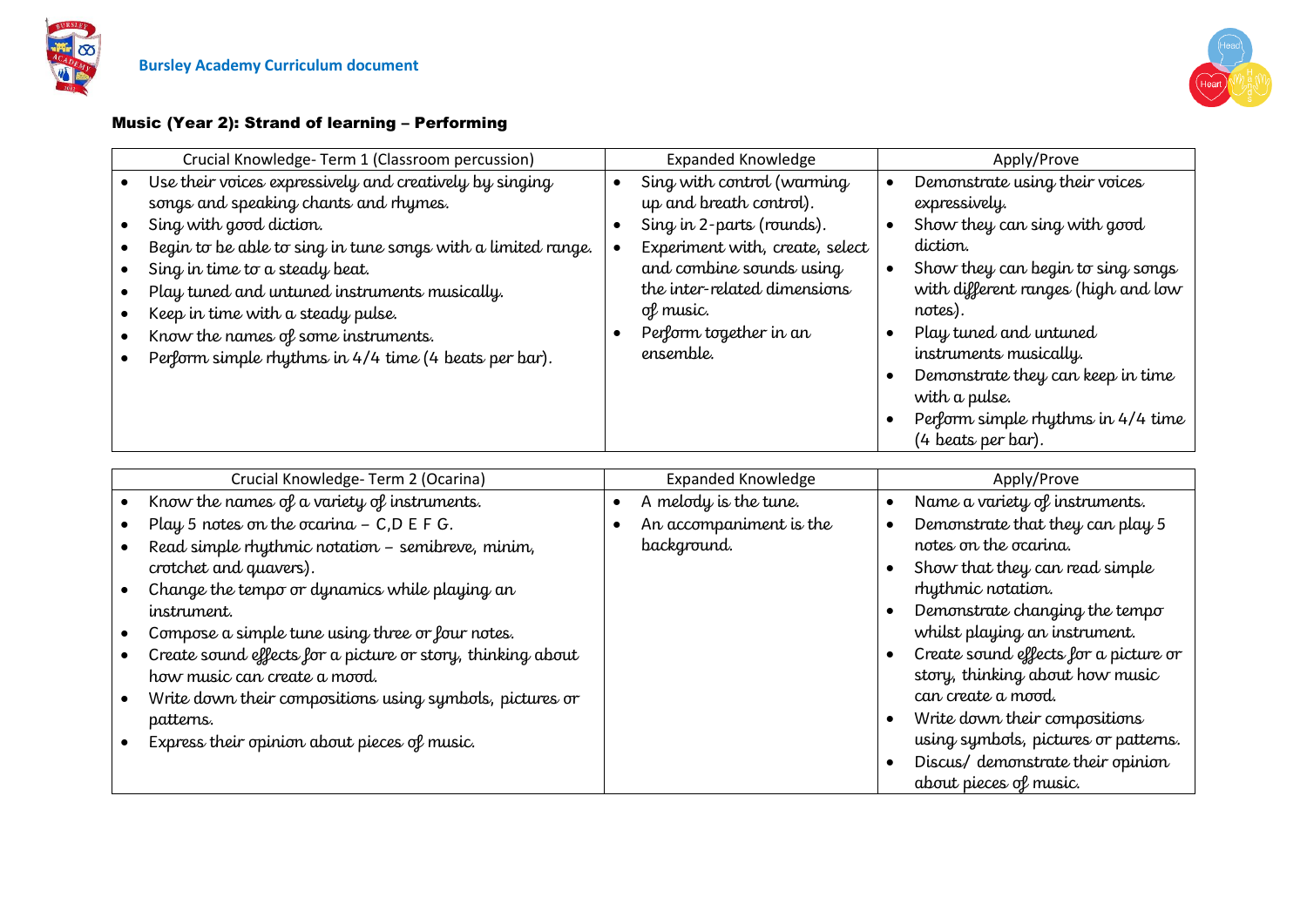Bursley Academy Curriculum document

## Music (Year 2): Strand of learning – Performing

| Crucial Knowledge- Term 1 (Classroom percussion) | Expanded Knowledge | Apply/Prove |
| --- | --- | --- |
| • Use their voices expressively and creatively by singing songs and speaking chants and rhymes.<br>• Sing with good diction.<br>• Begin to be able to sing in tune songs with a limited range.<br>• Sing in time to a steady beat.<br>• Play tuned and untuned instruments musically.<br>• Keep in time with a steady pulse.<br>• Know the names of some instruments.<br>• Perform simple rhythms in 4/4 time (4 beats per bar). | • Sing with control (warming up and breath control).<br>• Sing in 2-parts (rounds).<br>• Experiment with, create, select and combine sounds using the inter-related dimensions of music.<br>• Perform together in an ensemble. | • Demonstrate using their voices expressively.<br>• Show they can sing with good diction.<br>• Show they can begin to sing songs with different ranges (high and low notes).<br>• Play tuned and untuned instruments musically.<br>• Demonstrate they can keep in time with a pulse.<br>• Perform simple rhythms in 4/4 time (4 beats per bar). |

| Crucial Knowledge- Term 2 (Ocarina) | Expanded Knowledge | Apply/Prove |
| --- | --- | --- |
| • Know the names of a variety of instruments.<br>• Play 5 notes on the ocarina – C,D E F G.<br>• Read simple rhythmic notation – semibreve, minim, crotchet and quavers).<br>• Change the tempo or dynamics while playing an instrument.<br>• Compose a simple tune using three or four notes.<br>• Create sound effects for a picture or story, thinking about how music can create a mood.<br>• Write down their compositions using symbols, pictures or patterns.<br>• Express their opinion about pieces of music. | • A melody is the tune.<br>• An accompaniment is the background. | • Name a variety of instruments.<br>• Demonstrate that they can play 5 notes on the ocarina.<br>• Show that they can read simple rhythmic notation.<br>• Demonstrate changing the tempo whilst playing an instrument.<br>• Create sound effects for a picture or story, thinking about how music can create a mood.<br>• Write down their compositions using symbols, pictures or patterns.<br>• Discus/ demonstrate their opinion about pieces of music. |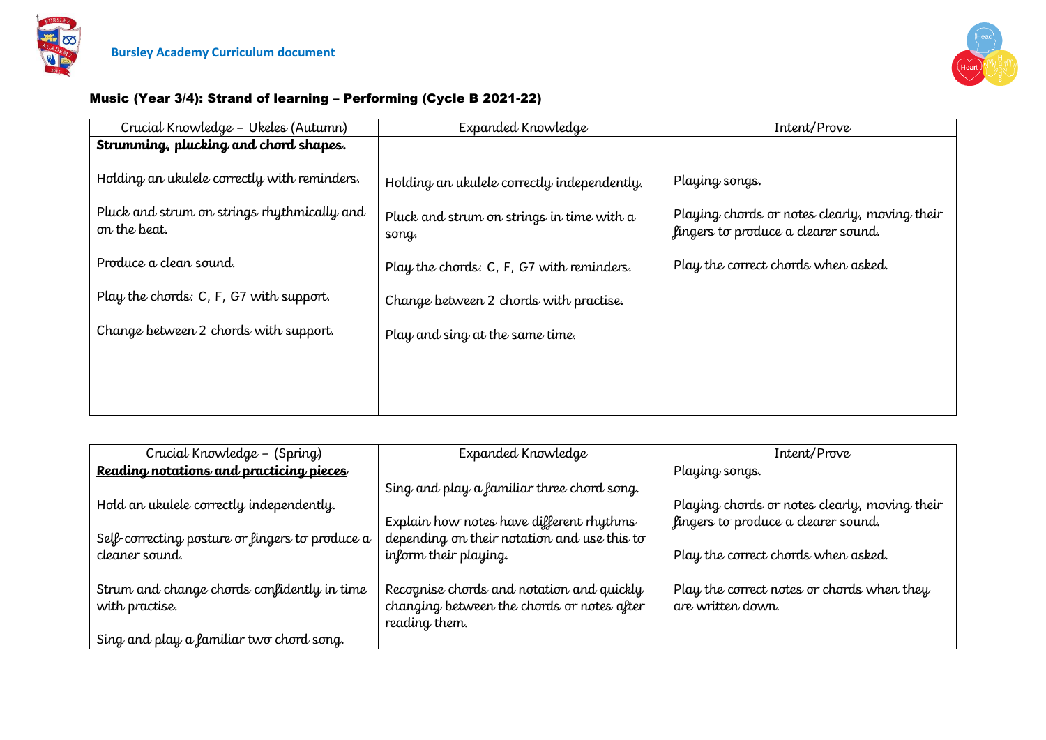Bursley Academy Curriculum document

## Music (Year 3/4): Strand of learning – Performing (Cycle B 2021-22)

| Crucial Knowledge – Ukeles (Autumn) | Expanded Knowledge | Intent/Prove |
|---|---|---|
| **Strumming, plucking and chord shapes.** | | |
| Holding an ukulele correctly with reminders. | Holding an ukulele correctly independently. | Playing songs. |
| Pluck and strum on strings rhythmically and on the beat. | Pluck and strum on strings in time with a song. | Playing chords or notes clearly, moving their fingers to produce a clearer sound. |
| Produce a clean sound. | Play the chords: C, F, G7 with reminders. | Play the correct chords when asked. |
| Play the chords: C, F, G7 with support. | Change between 2 chords with practise. | |
| Change between 2 chords with support. | Play and sing at the same time. | |

| Crucial Knowledge – (Spring) | Expanded Knowledge | Intent/Prove |
|---|---|---|
| **Reading notations and practicing pieces** | Sing and play a familiar three chord song. | Playing songs. |
| Hold an ukulele correctly independently. | Explain how notes have different rhythms depending on their notation and use this to inform their playing. | Playing chords or notes clearly, moving their fingers to produce a clearer sound. |
| Self-correcting posture or fingers to produce a cleaner sound. | Recognise chords and notation and quickly changing between the chords or notes after reading them. | Play the correct chords when asked. |
| Strum and change chords confidently in time with practise. | | Play the correct notes or chords when they are written down. |
| Sing and play a familiar two chord song. | | |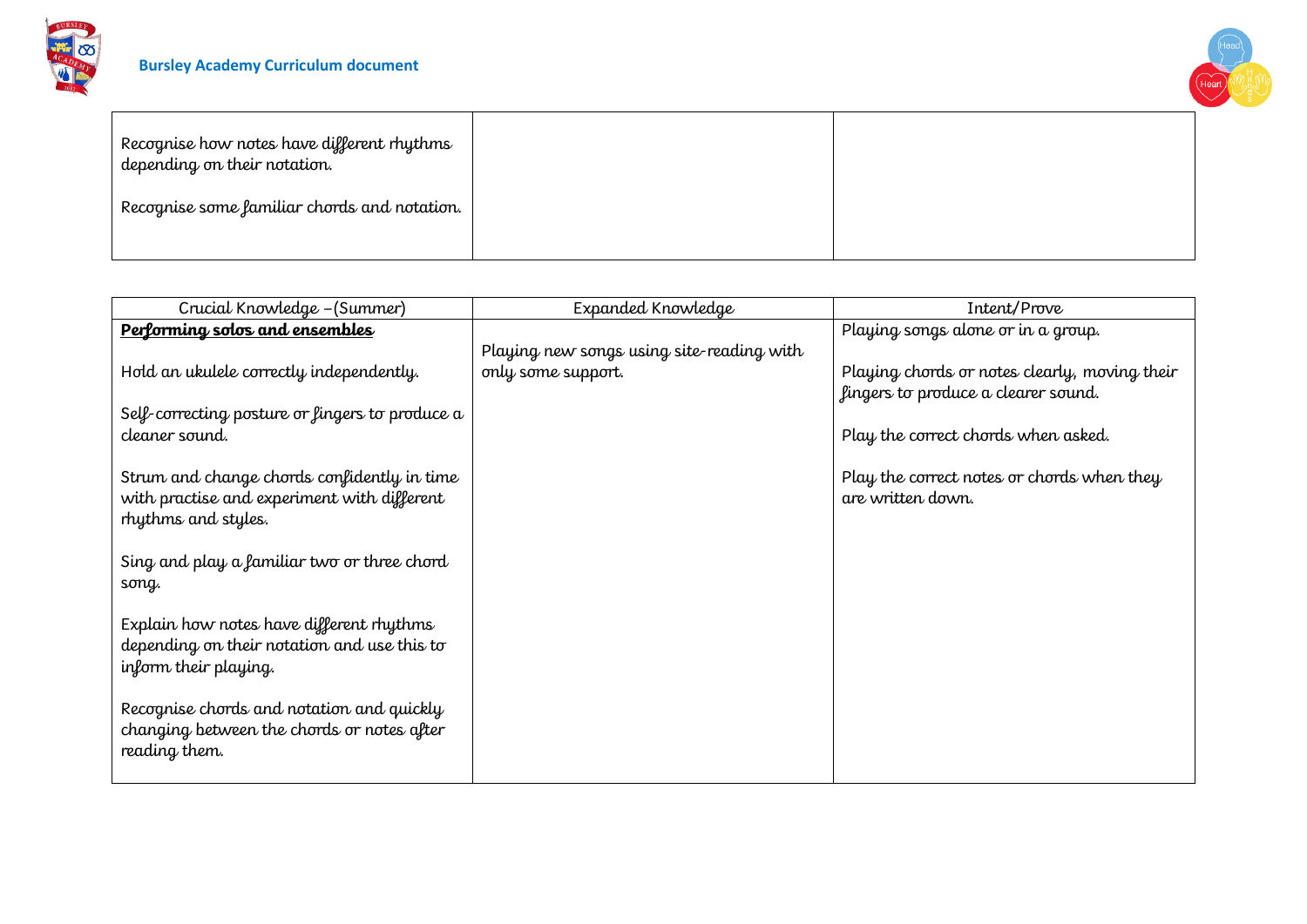| | | |
|---|---|---|
| Recognise how notes have different rhythms depending on their notation.<br><br>Recognise some familiar chords and notation. | | |

| Crucial Knowledge –(Summer) | Expanded Knowledge | Intent/Prove |
|---|---|---|
| **Performing solos and ensembles**<br><br>Hold an ukulele correctly independently.<br><br>Self-correcting posture or fingers to produce a cleaner sound.<br><br>Strum and change chords confidently in time with practise and experiment with different rhythms and styles.<br><br>Sing and play a familiar two or three chord song.<br><br>Explain how notes have different rhythms depending on their notation and use this to inform their playing.<br><br>Recognise chords and notation and quickly changing between the chords or notes after reading them. | Playing new songs using site-reading with only some support. | Playing songs alone or in a group.<br><br>Playing chords or notes clearly, moving their fingers to produce a clearer sound.<br><br>Play the correct chords when asked.<br><br>Play the correct notes or chords when they are written down. |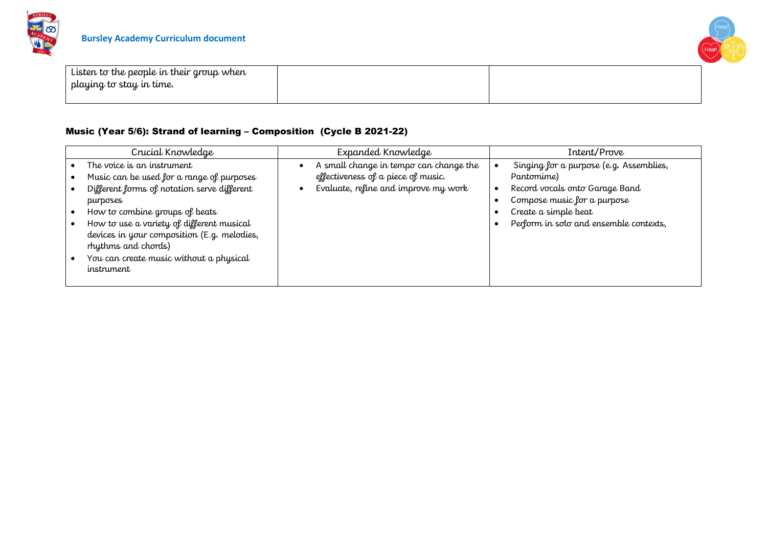| | | |
|---|---|---|
| Listen to the people in their group when playing to stay in time. | | |

## Music (Year 5/6): Strand of learning – Composition (Cycle B 2021-22)

| Crucial Knowledge | Expanded Knowledge | Intent/Prove |
|---|---|---|
| • The voice is an instrument<br>• Music can be used for a range of purposes<br>• Different forms of notation serve different purposes<br>• How to combine groups of beats<br>• How to use a variety of different musical devices in your composition (E.g. melodies, rhythms and chords)<br>• You can create music without a physical instrument | • A small change in tempo can change the effectiveness of a piece of music.<br>• Evaluate, refine and improve my work | • Singing for a purpose (e.g. Assemblies, Pantomime)<br>• Record vocals onto Garage Band<br>• Compose music for a purpose<br>• Create a simple beat<br>• Perform in solo and ensemble contexts, |